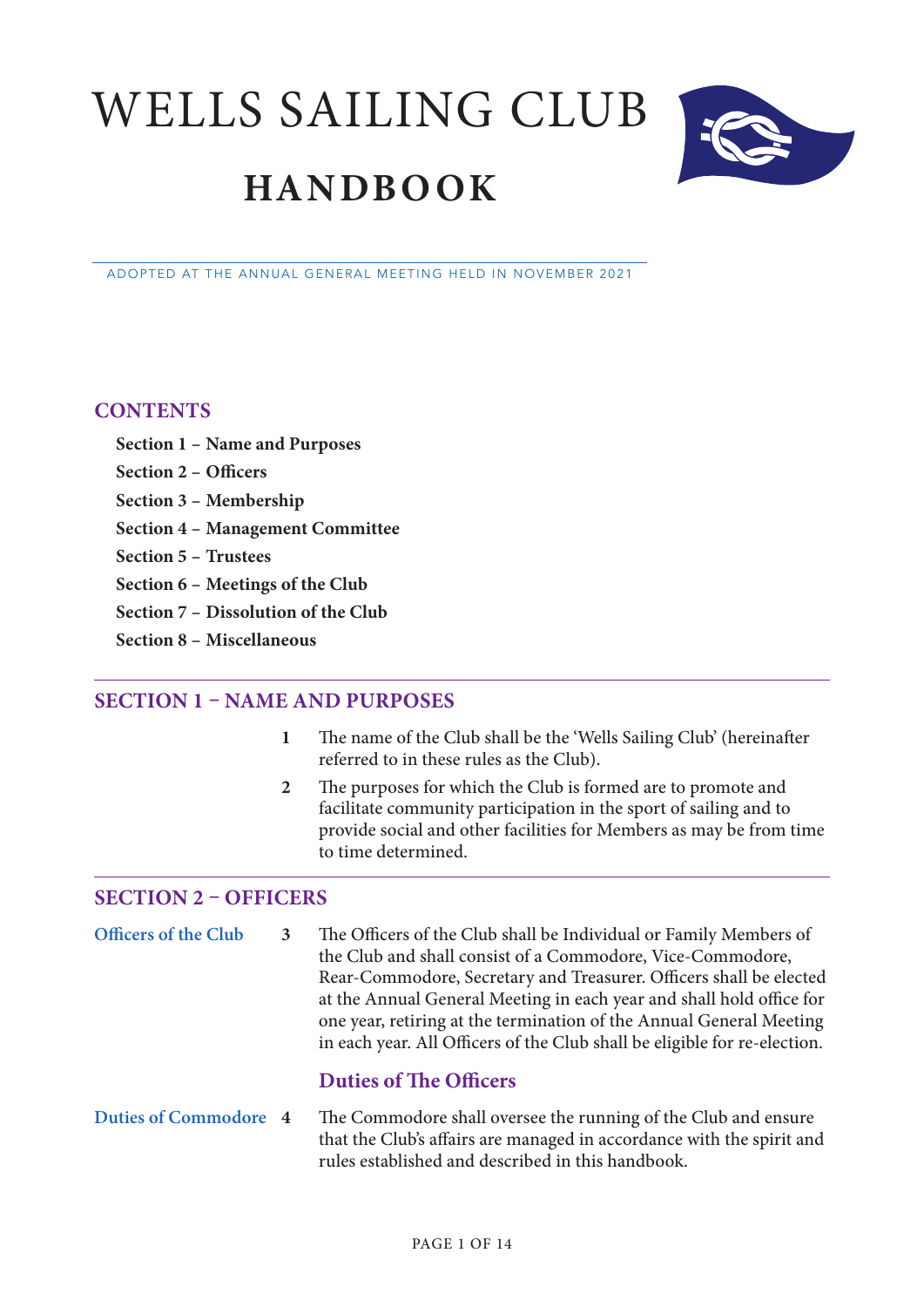# WELLS SAILING CLUB

# HANDBOOK

ADOPTED AT THE ANNUAL GENERAL MEETING HELD IN NOVEMBER 2021

## CONTENTS

- **Section 1 – Name and Purposes**
- **Section 2 – Officers**
- **Section 3 – Membership**
- **Section 4 – Management Committee**
- **Section 5 – Trustees**
- **Section 6 – Meetings of the Club**
- **Section 7 – Dissolution of the Club**
- **Section 8 – Miscellaneous**

## SECTION 1 – NAME AND PURPOSES

**1** The name of the Club shall be the 'Wells Sailing Club' (hereinafter referred to in these rules as the Club).

**2** The purposes for which the Club is formed are to promote and facilitate community participation in the sport of sailing and to provide social and other facilities for Members as may be from time to time determined.

## SECTION 2 – OFFICERS

**Officers of the Club**

**3** The Officers of the Club shall be Individual or Family Members of the Club and shall consist of a Commodore, Vice-Commodore, Rear-Commodore, Secretary and Treasurer. Officers shall be elected at the Annual General Meeting in each year and shall hold office for one year, retiring at the termination of the Annual General Meeting in each year. All Officers of the Club shall be eligible for re-election.

### Duties of The Officers

**Duties of Commodore**

**4** The Commodore shall oversee the running of the Club and ensure that the Club's affairs are managed in accordance with the spirit and rules established and described in this handbook.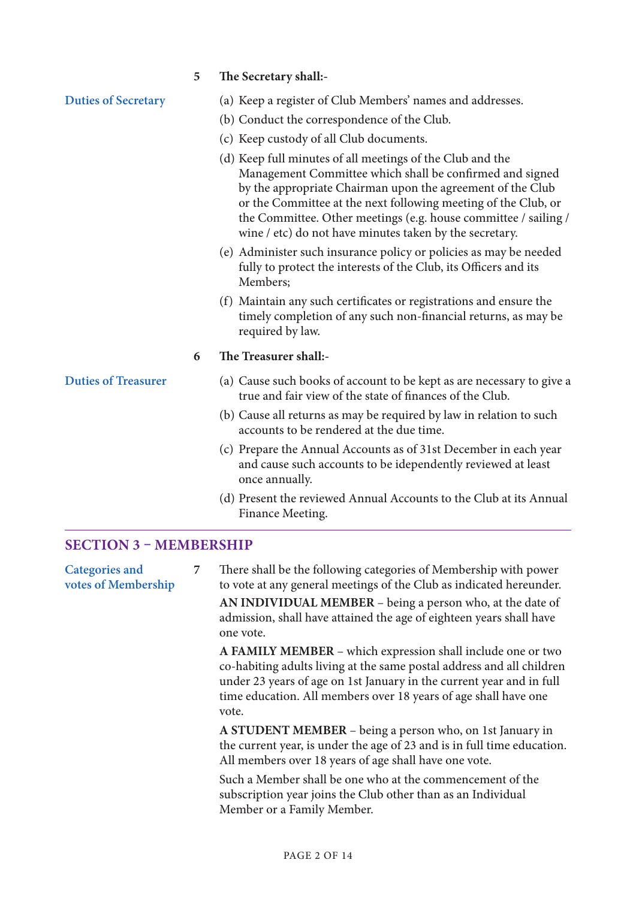**5 The Secretary shall:-**

**Duties of Secretary**

(a) Keep a register of Club Members' names and addresses.

(b) Conduct the correspondence of the Club.

(c) Keep custody of all Club documents.

(d) Keep full minutes of all meetings of the Club and the Management Committee which shall be confirmed and signed by the appropriate Chairman upon the agreement of the Club or the Committee at the next following meeting of the Club, or the Committee. Other meetings (e.g. house committee / sailing / wine / etc) do not have minutes taken by the secretary.

(e) Administer such insurance policy or policies as may be needed fully to protect the interests of the Club, its Officers and its Members;

(f) Maintain any such certificates or registrations and ensure the timely completion of any such non-financial returns, as may be required by law.

**6 The Treasurer shall:-**

**Duties of Treasurer**

(a) Cause such books of account to be kept as are necessary to give a true and fair view of the state of finances of the Club.

(b) Cause all returns as may be required by law in relation to such accounts to be rendered at the due time.

(c) Prepare the Annual Accounts as of 31st December in each year and cause such accounts to be idependently reviewed at least once annually.

(d) Present the reviewed Annual Accounts to the Club at its Annual Finance Meeting.

## SECTION 3 – MEMBERSHIP

**Categories and votes of Membership**

**7** There shall be the following categories of Membership with power to vote at any general meetings of the Club as indicated hereunder.

**AN INDIVIDUAL MEMBER** – being a person who, at the date of admission, shall have attained the age of eighteen years shall have one vote.

**A FAMILY MEMBER** – which expression shall include one or two co-habiting adults living at the same postal address and all children under 23 years of age on 1st January in the current year and in full time education. All members over 18 years of age shall have one vote.

**A STUDENT MEMBER** – being a person who, on 1st January in the current year, is under the age of 23 and is in full time education. All members over 18 years of age shall have one vote.

Such a Member shall be one who at the commencement of the subscription year joins the Club other than as an Individual Member or a Family Member.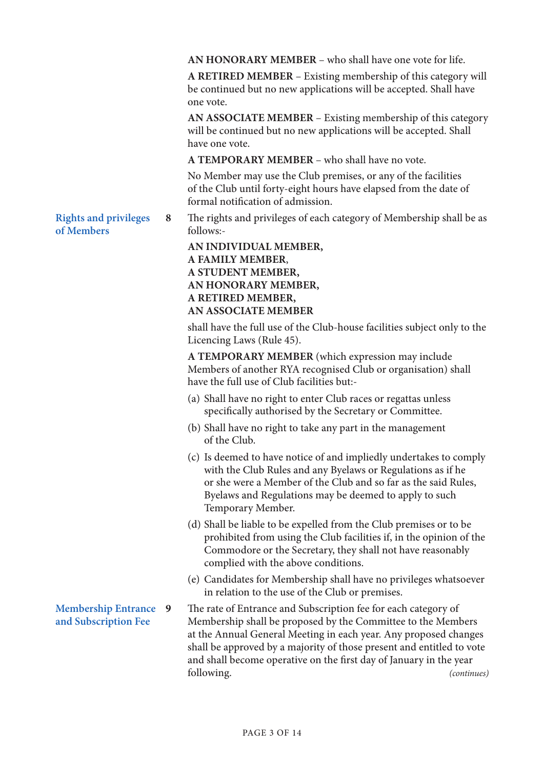**AN HONORARY MEMBER** – who shall have one vote for life.

**A RETIRED MEMBER** – Existing membership of this category will be continued but no new applications will be accepted. Shall have one vote.

**AN ASSOCIATE MEMBER** – Existing membership of this category will be continued but no new applications will be accepted. Shall have one vote.

**A TEMPORARY MEMBER** – who shall have no vote.

No Member may use the Club premises, or any of the facilities of the Club until forty-eight hours have elapsed from the date of formal notification of admission.

### Rights and privileges of Members

**8** The rights and privileges of each category of Membership shall be as follows:-

**AN INDIVIDUAL MEMBER,**
**A FAMILY MEMBER,**
**A STUDENT MEMBER,**
**AN HONORARY MEMBER,**
**A RETIRED MEMBER,**
**AN ASSOCIATE MEMBER**

shall have the full use of the Club-house facilities subject only to the Licencing Laws (Rule 45).

**A TEMPORARY MEMBER** (which expression may include Members of another RYA recognised Club or organisation) shall have the full use of Club facilities but:-

(a) Shall have no right to enter Club races or regattas unless specifically authorised by the Secretary or Committee.

(b) Shall have no right to take any part in the management of the Club.

(c) Is deemed to have notice of and impliedly undertakes to comply with the Club Rules and any Byelaws or Regulations as if he or she were a Member of the Club and so far as the said Rules, Byelaws and Regulations may be deemed to apply to such Temporary Member.

(d) Shall be liable to be expelled from the Club premises or to be prohibited from using the Club facilities if, in the opinion of the Commodore or the Secretary, they shall not have reasonably complied with the above conditions.

(e) Candidates for Membership shall have no privileges whatsoever in relation to the use of the Club or premises.

### Membership Entrance and Subscription Fee

**9** The rate of Entrance and Subscription fee for each category of Membership shall be proposed by the Committee to the Members at the Annual General Meeting in each year. Any proposed changes shall be approved by a majority of those present and entitled to vote and shall become operative on the first day of January in the year following.

*(continues)*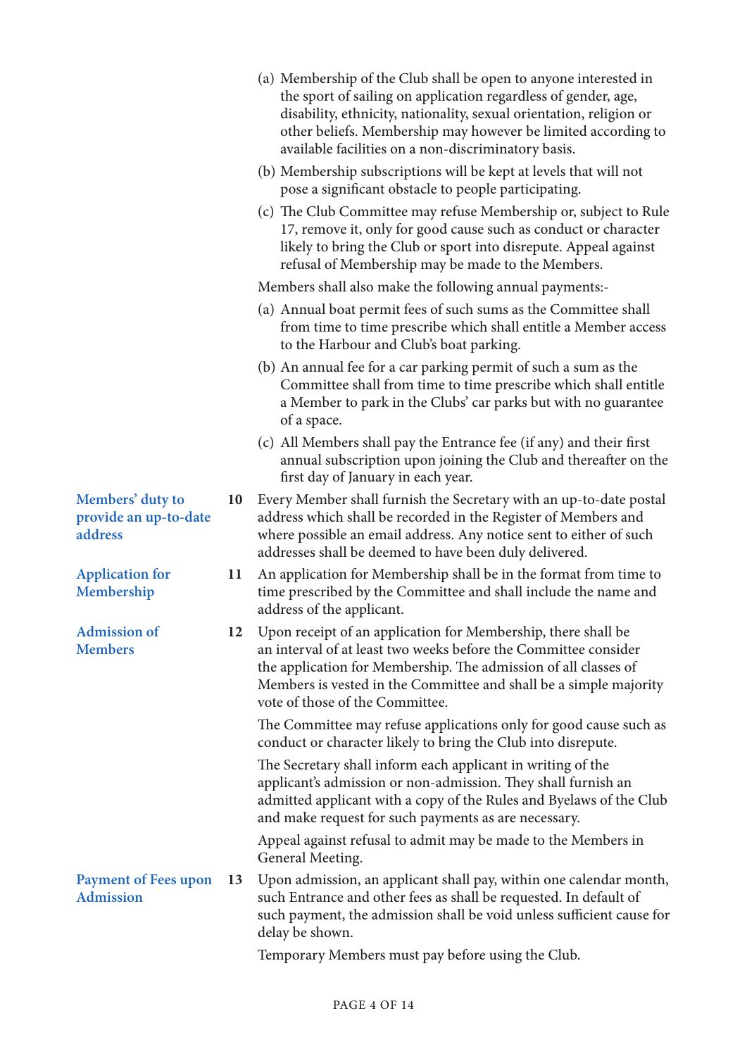(a) Membership of the Club shall be open to anyone interested in the sport of sailing on application regardless of gender, age, disability, ethnicity, nationality, sexual orientation, religion or other beliefs. Membership may however be limited according to available facilities on a non-discriminatory basis.

(b) Membership subscriptions will be kept at levels that will not pose a significant obstacle to people participating.

(c) The Club Committee may refuse Membership or, subject to Rule 17, remove it, only for good cause such as conduct or character likely to bring the Club or sport into disrepute. Appeal against refusal of Membership may be made to the Members.

Members shall also make the following annual payments:-

(a) Annual boat permit fees of such sums as the Committee shall from time to time prescribe which shall entitle a Member access to the Harbour and Club's boat parking.

(b) An annual fee for a car parking permit of such a sum as the Committee shall from time to time prescribe which shall entitle a Member to park in the Clubs' car parks but with no guarantee of a space.

(c) All Members shall pay the Entrance fee (if any) and their first annual subscription upon joining the Club and thereafter on the first day of January in each year.

**Members' duty to provide an up-to-date address**

**10** Every Member shall furnish the Secretary with an up-to-date postal address which shall be recorded in the Register of Members and where possible an email address. Any notice sent to either of such addresses shall be deemed to have been duly delivered.

**Application for Membership**

**11** An application for Membership shall be in the format from time to time prescribed by the Committee and shall include the name and address of the applicant.

**Admission of Members**

**12** Upon receipt of an application for Membership, there shall be an interval of at least two weeks before the Committee consider the application for Membership. The admission of all classes of Members is vested in the Committee and shall be a simple majority vote of those of the Committee.

The Committee may refuse applications only for good cause such as conduct or character likely to bring the Club into disrepute.

The Secretary shall inform each applicant in writing of the applicant's admission or non-admission. They shall furnish an admitted applicant with a copy of the Rules and Byelaws of the Club and make request for such payments as are necessary.

Appeal against refusal to admit may be made to the Members in General Meeting.

**Payment of Fees upon Admission**

**13** Upon admission, an applicant shall pay, within one calendar month, such Entrance and other fees as shall be requested. In default of such payment, the admission shall be void unless sufficient cause for delay be shown.

Temporary Members must pay before using the Club.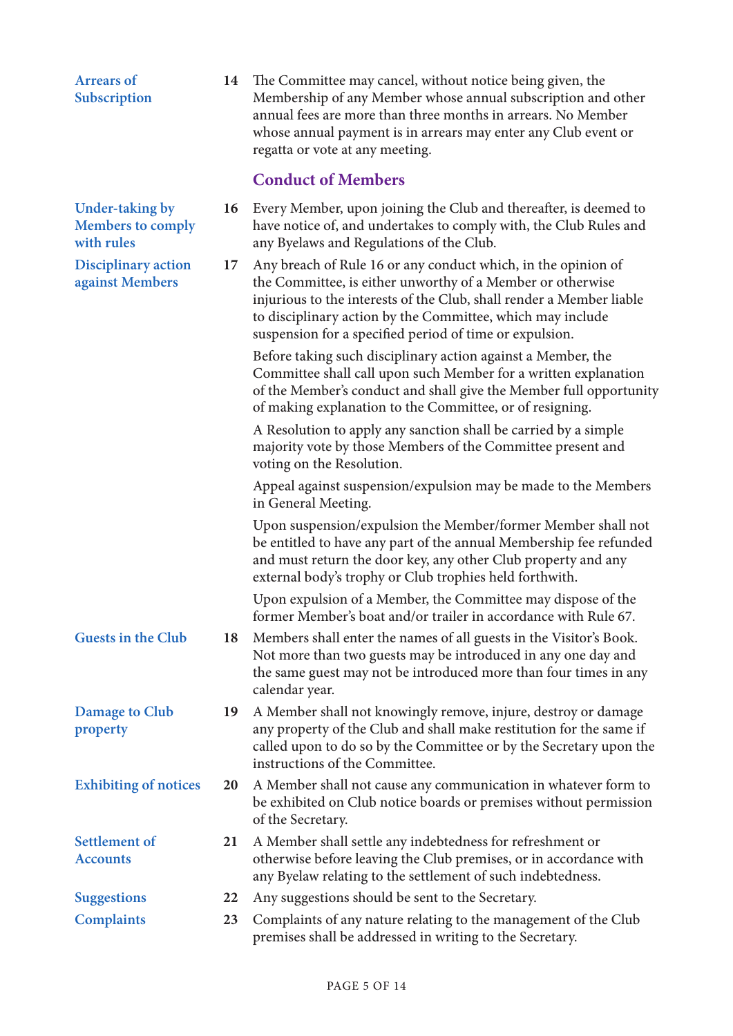**Arrears of Subscription**

**14** The Committee may cancel, without notice being given, the Membership of any Member whose annual subscription and other annual fees are more than three months in arrears. No Member whose annual payment is in arrears may enter any Club event or regatta or vote at any meeting.

## Conduct of Members

**Under-taking by Members to comply with rules**

**16** Every Member, upon joining the Club and thereafter, is deemed to have notice of, and undertakes to comply with, the Club Rules and any Byelaws and Regulations of the Club.

**Disciplinary action against Members**

**17** Any breach of Rule 16 or any conduct which, in the opinion of the Committee, is either unworthy of a Member or otherwise injurious to the interests of the Club, shall render a Member liable to disciplinary action by the Committee, which may include suspension for a specified period of time or expulsion.

Before taking such disciplinary action against a Member, the Committee shall call upon such Member for a written explanation of the Member's conduct and shall give the Member full opportunity of making explanation to the Committee, or of resigning.

A Resolution to apply any sanction shall be carried by a simple majority vote by those Members of the Committee present and voting on the Resolution.

Appeal against suspension/expulsion may be made to the Members in General Meeting.

Upon suspension/expulsion the Member/former Member shall not be entitled to have any part of the annual Membership fee refunded and must return the door key, any other Club property and any external body's trophy or Club trophies held forthwith.

Upon expulsion of a Member, the Committee may dispose of the former Member's boat and/or trailer in accordance with Rule 67.

**Guests in the Club**

**18** Members shall enter the names of all guests in the Visitor's Book. Not more than two guests may be introduced in any one day and the same guest may not be introduced more than four times in any calendar year.

**Damage to Club property**

**19** A Member shall not knowingly remove, injure, destroy or damage any property of the Club and shall make restitution for the same if called upon to do so by the Committee or by the Secretary upon the instructions of the Committee.

**Exhibiting of notices**

**20** A Member shall not cause any communication in whatever form to be exhibited on Club notice boards or premises without permission of the Secretary.

**Settlement of Accounts**

**21** A Member shall settle any indebtedness for refreshment or otherwise before leaving the Club premises, or in accordance with any Byelaw relating to the settlement of such indebtedness.

**Suggestions**

**22** Any suggestions should be sent to the Secretary.

**Complaints**

**23** Complaints of any nature relating to the management of the Club premises shall be addressed in writing to the Secretary.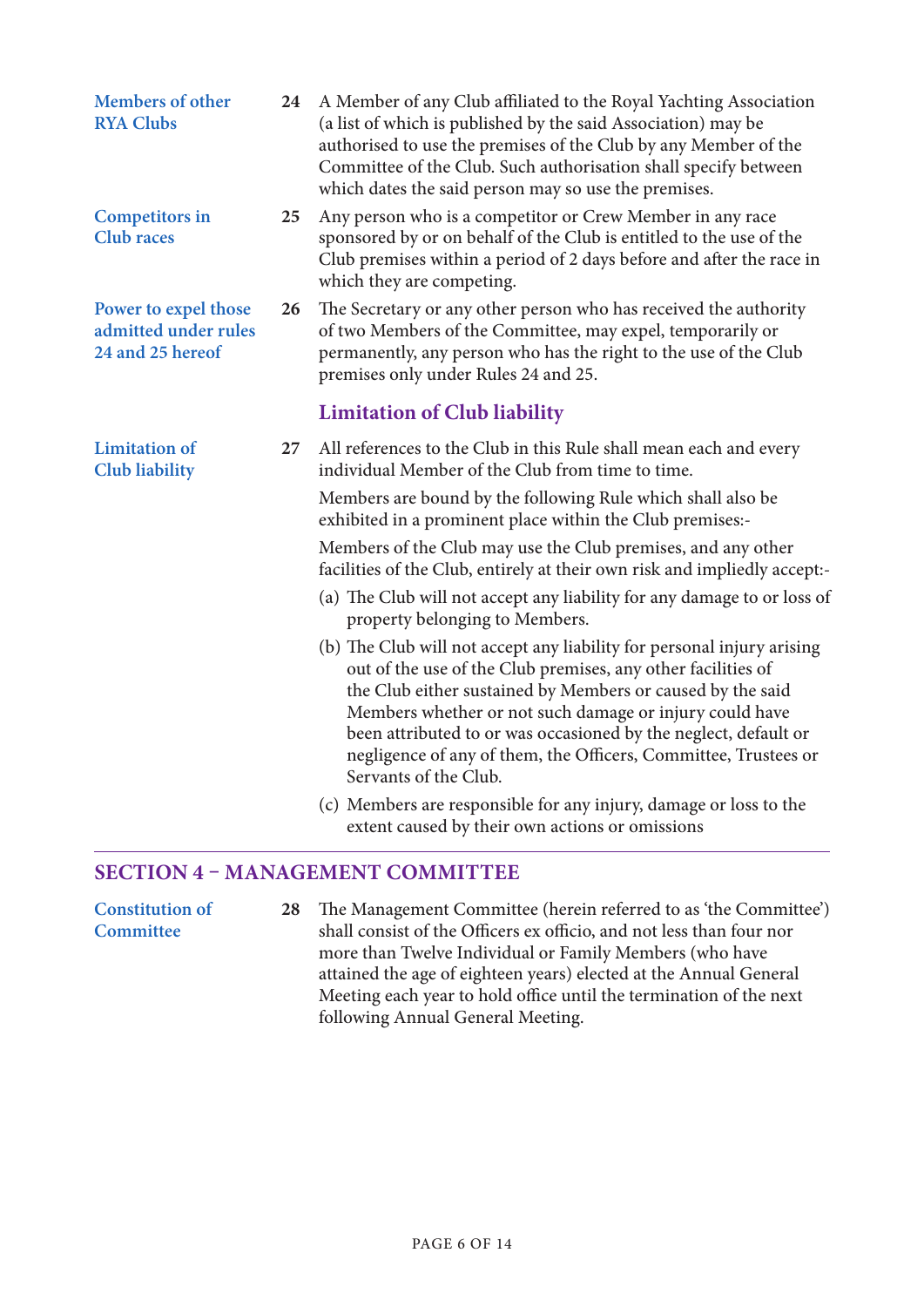**Members of other RYA Clubs**

**24** A Member of any Club affiliated to the Royal Yachting Association (a list of which is published by the said Association) may be authorised to use the premises of the Club by any Member of the Committee of the Club. Such authorisation shall specify between which dates the said person may so use the premises.

**Competitors in Club races**

**25** Any person who is a competitor or Crew Member in any race sponsored by or on behalf of the Club is entitled to the use of the Club premises within a period of 2 days before and after the race in which they are competing.

**Power to expel those admitted under rules 24 and 25 hereof**

**26** The Secretary or any other person who has received the authority of two Members of the Committee, may expel, temporarily or permanently, any person who has the right to the use of the Club premises only under Rules 24 and 25.

### Limitation of Club liability

**Limitation of Club liability**

**27** All references to the Club in this Rule shall mean each and every individual Member of the Club from time to time.

Members are bound by the following Rule which shall also be exhibited in a prominent place within the Club premises:-

Members of the Club may use the Club premises, and any other facilities of the Club, entirely at their own risk and impliedly accept:-

(a) The Club will not accept any liability for any damage to or loss of property belonging to Members.

(b) The Club will not accept any liability for personal injury arising out of the use of the Club premises, any other facilities of the Club either sustained by Members or caused by the said Members whether or not such damage or injury could have been attributed to or was occasioned by the neglect, default or negligence of any of them, the Officers, Committee, Trustees or Servants of the Club.

(c) Members are responsible for any injury, damage or loss to the extent caused by their own actions or omissions

## SECTION 4 – MANAGEMENT COMMITTEE

**Constitution of Committee**

**28** The Management Committee (herein referred to as 'the Committee') shall consist of the Officers ex officio, and not less than four nor more than Twelve Individual or Family Members (who have attained the age of eighteen years) elected at the Annual General Meeting each year to hold office until the termination of the next following Annual General Meeting.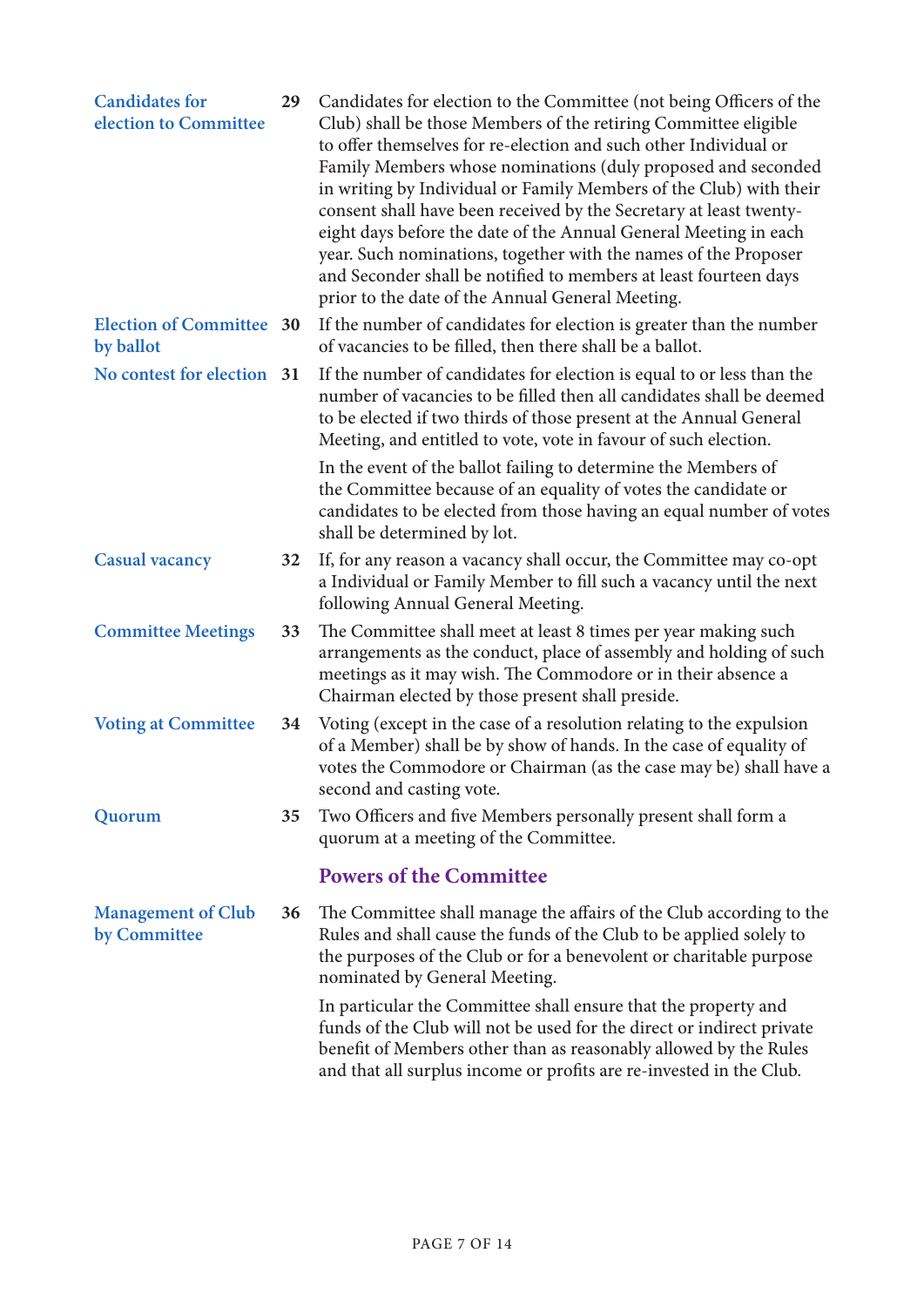**Candidates for election to Committee** **29** Candidates for election to the Committee (not being Officers of the Club) shall be those Members of the retiring Committee eligible to offer themselves for re-election and such other Individual or Family Members whose nominations (duly proposed and seconded in writing by Individual or Family Members of the Club) with their consent shall have been received by the Secretary at least twenty-eight days before the date of the Annual General Meeting in each year. Such nominations, together with the names of the Proposer and Seconder shall be notified to members at least fourteen days prior to the date of the Annual General Meeting.

**Election of Committee by ballot** **30** If the number of candidates for election is greater than the number of vacancies to be filled, then there shall be a ballot.

**No contest for election** **31** If the number of candidates for election is equal to or less than the number of vacancies to be filled then all candidates shall be deemed to be elected if two thirds of those present at the Annual General Meeting, and entitled to vote, vote in favour of such election.

In the event of the ballot failing to determine the Members of the Committee because of an equality of votes the candidate or candidates to be elected from those having an equal number of votes shall be determined by lot.

**Casual vacancy** **32** If, for any reason a vacancy shall occur, the Committee may co-opt a Individual or Family Member to fill such a vacancy until the next following Annual General Meeting.

**Committee Meetings** **33** The Committee shall meet at least 8 times per year making such arrangements as the conduct, place of assembly and holding of such meetings as it may wish. The Commodore or in their absence a Chairman elected by those present shall preside.

**Voting at Committee** **34** Voting (except in the case of a resolution relating to the expulsion of a Member) shall be by show of hands. In the case of equality of votes the Commodore or Chairman (as the case may be) shall have a second and casting vote.

**Quorum** **35** Two Officers and five Members personally present shall form a quorum at a meeting of the Committee.

## Powers of the Committee

**Management of Club by Committee** **36** The Committee shall manage the affairs of the Club according to the Rules and shall cause the funds of the Club to be applied solely to the purposes of the Club or for a benevolent or charitable purpose nominated by General Meeting.

In particular the Committee shall ensure that the property and funds of the Club will not be used for the direct or indirect private benefit of Members other than as reasonably allowed by the Rules and that all surplus income or profits are re-invested in the Club.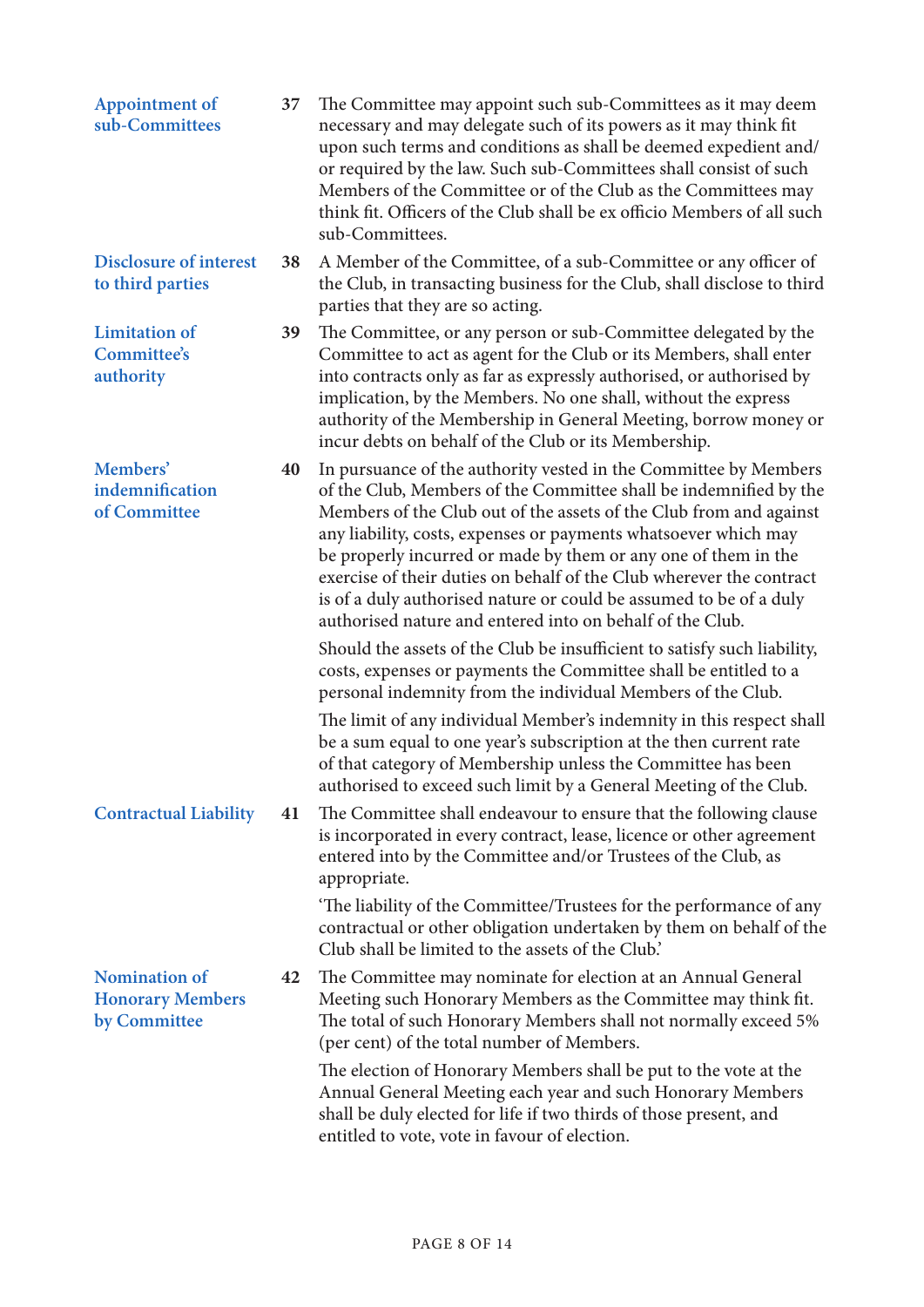**Appointment of sub-Committees**

**37** The Committee may appoint such sub-Committees as it may deem necessary and may delegate such of its powers as it may think fit upon such terms and conditions as shall be deemed expedient and/or required by the law. Such sub-Committees shall consist of such Members of the Committee or of the Club as the Committees may think fit. Officers of the Club shall be ex officio Members of all such sub-Committees.

**Disclosure of interest to third parties**

**38** A Member of the Committee, of a sub-Committee or any officer of the Club, in transacting business for the Club, shall disclose to third parties that they are so acting.

**Limitation of Committee's authority**

**39** The Committee, or any person or sub-Committee delegated by the Committee to act as agent for the Club or its Members, shall enter into contracts only as far as expressly authorised, or authorised by implication, by the Members. No one shall, without the express authority of the Membership in General Meeting, borrow money or incur debts on behalf of the Club or its Membership.

**Members' indemnification of Committee**

**40** In pursuance of the authority vested in the Committee by Members of the Club, Members of the Committee shall be indemnified by the Members of the Club out of the assets of the Club from and against any liability, costs, expenses or payments whatsoever which may be properly incurred or made by them or any one of them in the exercise of their duties on behalf of the Club wherever the contract is of a duly authorised nature or could be assumed to be of a duly authorised nature and entered into on behalf of the Club.

Should the assets of the Club be insufficient to satisfy such liability, costs, expenses or payments the Committee shall be entitled to a personal indemnity from the individual Members of the Club.

The limit of any individual Member's indemnity in this respect shall be a sum equal to one year's subscription at the then current rate of that category of Membership unless the Committee has been authorised to exceed such limit by a General Meeting of the Club.

**Contractual Liability**

**41** The Committee shall endeavour to ensure that the following clause is incorporated in every contract, lease, licence or other agreement entered into by the Committee and/or Trustees of the Club, as appropriate.

'The liability of the Committee/Trustees for the performance of any contractual or other obligation undertaken by them on behalf of the Club shall be limited to the assets of the Club.'

**Nomination of Honorary Members by Committee**

**42** The Committee may nominate for election at an Annual General Meeting such Honorary Members as the Committee may think fit. The total of such Honorary Members shall not normally exceed 5% (per cent) of the total number of Members.

The election of Honorary Members shall be put to the vote at the Annual General Meeting each year and such Honorary Members shall be duly elected for life if two thirds of those present, and entitled to vote, vote in favour of election.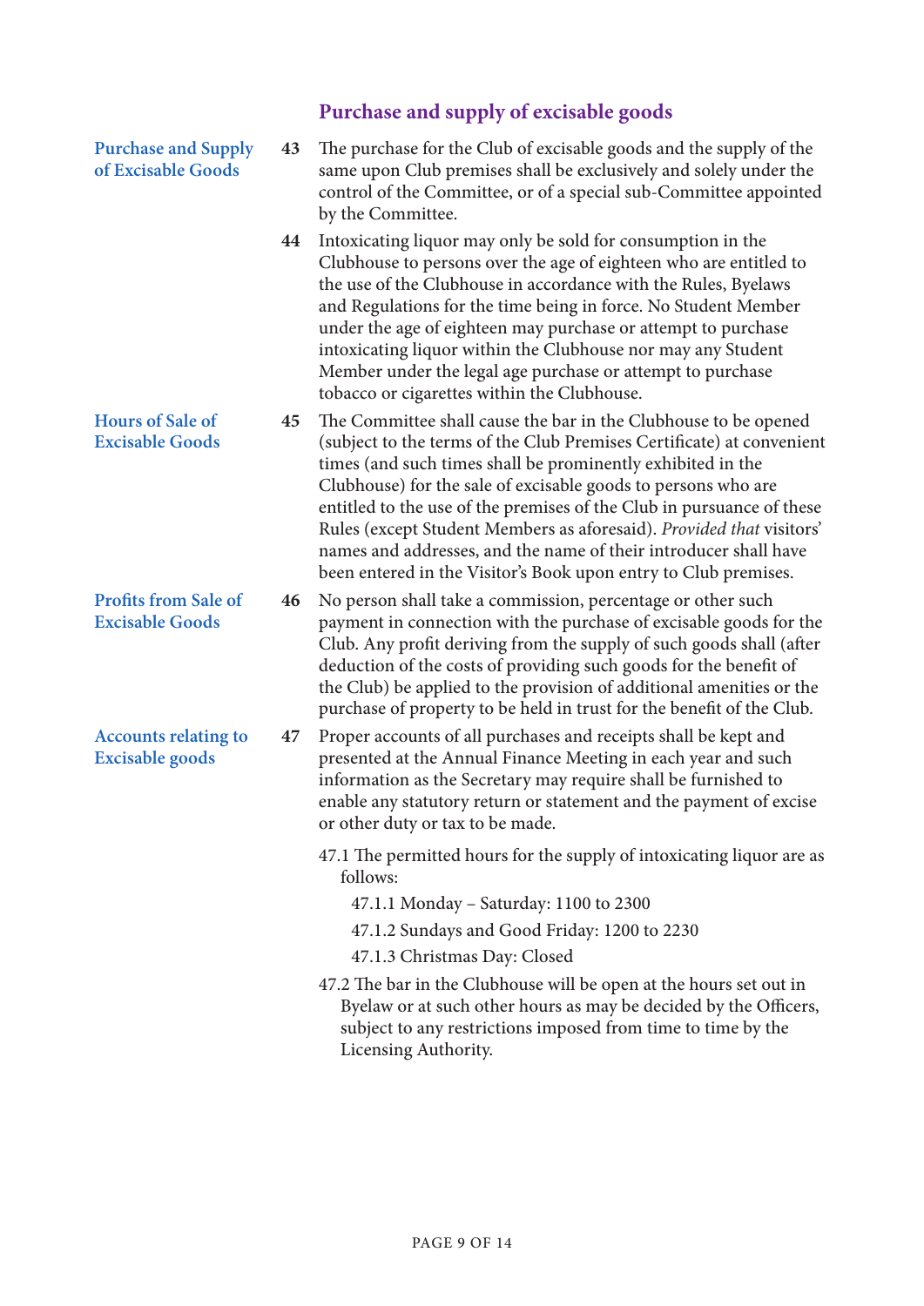## Purchase and supply of excisable goods

**Purchase and Supply of Excisable Goods**

**43** The purchase for the Club of excisable goods and the supply of the same upon Club premises shall be exclusively and solely under the control of the Committee, or of a special sub-Committee appointed by the Committee.

**44** Intoxicating liquor may only be sold for consumption in the Clubhouse to persons over the age of eighteen who are entitled to the use of the Clubhouse in accordance with the Rules, Byelaws and Regulations for the time being in force. No Student Member under the age of eighteen may purchase or attempt to purchase intoxicating liquor within the Clubhouse nor may any Student Member under the legal age purchase or attempt to purchase tobacco or cigarettes within the Clubhouse.

**Hours of Sale of Excisable Goods**

**45** The Committee shall cause the bar in the Clubhouse to be opened (subject to the terms of the Club Premises Certificate) at convenient times (and such times shall be prominently exhibited in the Clubhouse) for the sale of excisable goods to persons who are entitled to the use of the premises of the Club in pursuance of these Rules (except Student Members as aforesaid). *Provided that* visitors' names and addresses, and the name of their introducer shall have been entered in the Visitor's Book upon entry to Club premises.

**Profits from Sale of Excisable Goods**

**46** No person shall take a commission, percentage or other such payment in connection with the purchase of excisable goods for the Club. Any profit deriving from the supply of such goods shall (after deduction of the costs of providing such goods for the benefit of the Club) be applied to the provision of additional amenities or the purchase of property to be held in trust for the benefit of the Club.

**Accounts relating to Excisable goods**

**47** Proper accounts of all purchases and receipts shall be kept and presented at the Annual Finance Meeting in each year and such information as the Secretary may require shall be furnished to enable any statutory return or statement and the payment of excise or other duty or tax to be made.

47.1 The permitted hours for the supply of intoxicating liquor are as follows:

47.1.1 Monday – Saturday: 1100 to 2300

47.1.2 Sundays and Good Friday: 1200 to 2230

47.1.3 Christmas Day: Closed

47.2 The bar in the Clubhouse will be open at the hours set out in Byelaw or at such other hours as may be decided by the Officers, subject to any restrictions imposed from time to time by the Licensing Authority.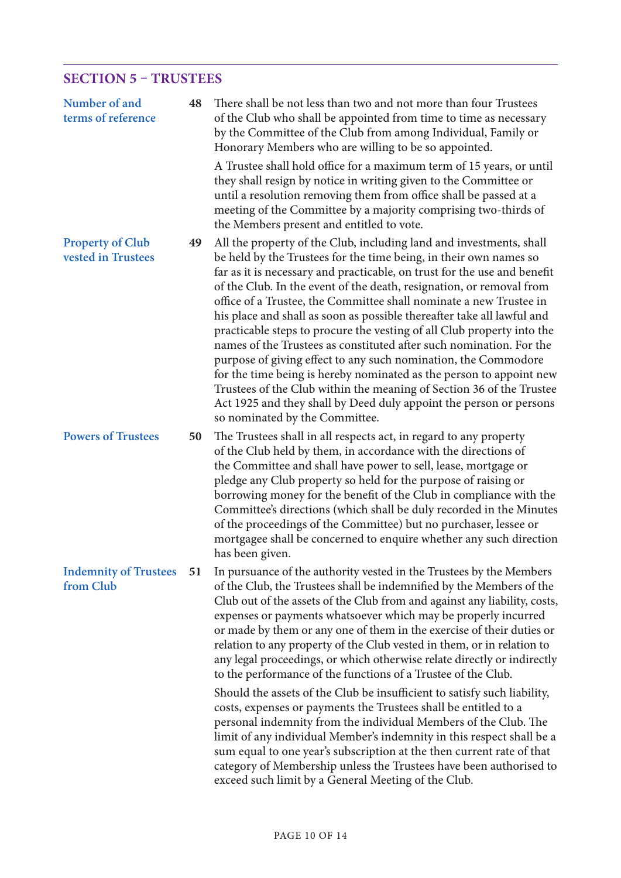## SECTION 5 – TRUSTEES

**Number of and terms of reference**

**48** There shall be not less than two and not more than four Trustees of the Club who shall be appointed from time to time as necessary by the Committee of the Club from among Individual, Family or Honorary Members who are willing to be so appointed.

A Trustee shall hold office for a maximum term of 15 years, or until they shall resign by notice in writing given to the Committee or until a resolution removing them from office shall be passed at a meeting of the Committee by a majority comprising two-thirds of the Members present and entitled to vote.

**Property of Club vested in Trustees**

**49** All the property of the Club, including land and investments, shall be held by the Trustees for the time being, in their own names so far as it is necessary and practicable, on trust for the use and benefit of the Club. In the event of the death, resignation, or removal from office of a Trustee, the Committee shall nominate a new Trustee in his place and shall as soon as possible thereafter take all lawful and practicable steps to procure the vesting of all Club property into the names of the Trustees as constituted after such nomination. For the purpose of giving effect to any such nomination, the Commodore for the time being is hereby nominated as the person to appoint new Trustees of the Club within the meaning of Section 36 of the Trustee Act 1925 and they shall by Deed duly appoint the person or persons so nominated by the Committee.

**Powers of Trustees**

**50** The Trustees shall in all respects act, in regard to any property of the Club held by them, in accordance with the directions of the Committee and shall have power to sell, lease, mortgage or pledge any Club property so held for the purpose of raising or borrowing money for the benefit of the Club in compliance with the Committee's directions (which shall be duly recorded in the Minutes of the proceedings of the Committee) but no purchaser, lessee or mortgagee shall be concerned to enquire whether any such direction has been given.

**Indemnity of Trustees from Club**

**51** In pursuance of the authority vested in the Trustees by the Members of the Club, the Trustees shall be indemnified by the Members of the Club out of the assets of the Club from and against any liability, costs, expenses or payments whatsoever which may be properly incurred or made by them or any one of them in the exercise of their duties or relation to any property of the Club vested in them, or in relation to any legal proceedings, or which otherwise relate directly or indirectly to the performance of the functions of a Trustee of the Club.

Should the assets of the Club be insufficient to satisfy such liability, costs, expenses or payments the Trustees shall be entitled to a personal indemnity from the individual Members of the Club. The limit of any individual Member's indemnity in this respect shall be a sum equal to one year's subscription at the then current rate of that category of Membership unless the Trustees have been authorised to exceed such limit by a General Meeting of the Club.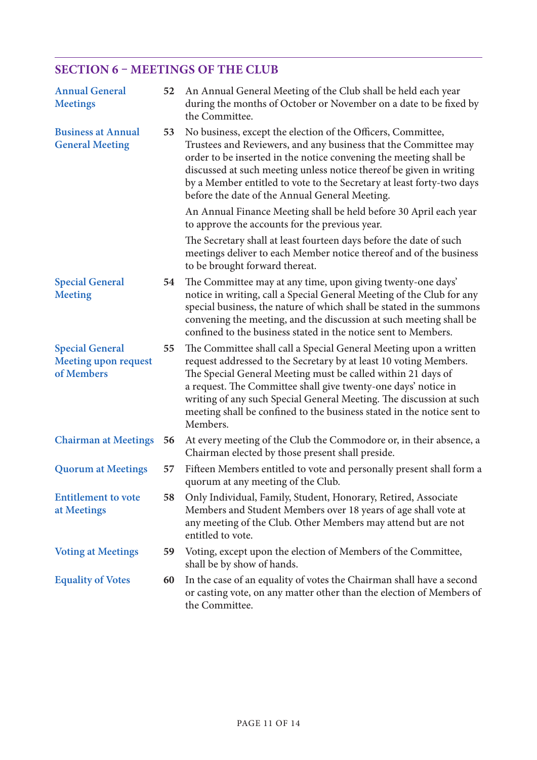## SECTION 6 – MEETINGS OF THE CLUB

**Annual General Meetings**

**52** An Annual General Meeting of the Club shall be held each year during the months of October or November on a date to be fixed by the Committee.

**Business at Annual General Meeting**

**53** No business, except the election of the Officers, Committee, Trustees and Reviewers, and any business that the Committee may order to be inserted in the notice convening the meeting shall be discussed at such meeting unless notice thereof be given in writing by a Member entitled to vote to the Secretary at least forty-two days before the date of the Annual General Meeting.

An Annual Finance Meeting shall be held before 30 April each year to approve the accounts for the previous year.

The Secretary shall at least fourteen days before the date of such meetings deliver to each Member notice thereof and of the business to be brought forward thereat.

**Special General Meeting**

**54** The Committee may at any time, upon giving twenty-one days' notice in writing, call a Special General Meeting of the Club for any special business, the nature of which shall be stated in the summons convening the meeting, and the discussion at such meeting shall be confined to the business stated in the notice sent to Members.

**Special General Meeting upon request of Members**

**55** The Committee shall call a Special General Meeting upon a written request addressed to the Secretary by at least 10 voting Members. The Special General Meeting must be called within 21 days of a request. The Committee shall give twenty-one days' notice in writing of any such Special General Meeting. The discussion at such meeting shall be confined to the business stated in the notice sent to Members.

**Chairman at Meetings**

**56** At every meeting of the Club the Commodore or, in their absence, a Chairman elected by those present shall preside.

**Quorum at Meetings**

**57** Fifteen Members entitled to vote and personally present shall form a quorum at any meeting of the Club.

**Entitlement to vote at Meetings**

**58** Only Individual, Family, Student, Honorary, Retired, Associate Members and Student Members over 18 years of age shall vote at any meeting of the Club. Other Members may attend but are not entitled to vote.

**Voting at Meetings**

**59** Voting, except upon the election of Members of the Committee, shall be by show of hands.

**Equality of Votes**

**60** In the case of an equality of votes the Chairman shall have a second or casting vote, on any matter other than the election of Members of the Committee.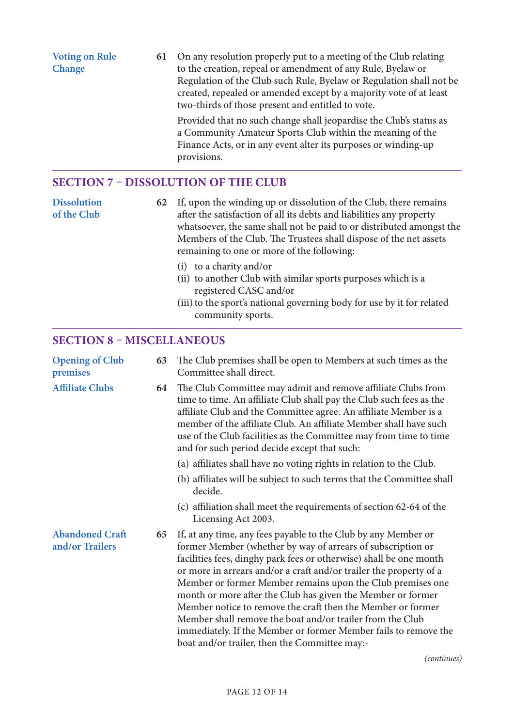**Voting on Rule Change**

**61** On any resolution properly put to a meeting of the Club relating to the creation, repeal or amendment of any Rule, Byelaw or Regulation of the Club such Rule, Byelaw or Regulation shall not be created, repealed or amended except by a majority vote of at least two-thirds of those present and entitled to vote.

Provided that no such change shall jeopardise the Club's status as a Community Amateur Sports Club within the meaning of the Finance Acts, or in any event alter its purposes or winding-up provisions.

## SECTION 7 – DISSOLUTION OF THE CLUB

**Dissolution of the Club**

**62** If, upon the winding up or dissolution of the Club, there remains after the satisfaction of all its debts and liabilities any property whatsoever, the same shall not be paid to or distributed amongst the Members of the Club. The Trustees shall dispose of the net assets remaining to one or more of the following:

(i) to a charity and/or
(ii) to another Club with similar sports purposes which is a registered CASC and/or
(iii) to the sport's national governing body for use by it for related community sports.

## SECTION 8 – MISCELLANEOUS

**Opening of Club premises**

**63** The Club premises shall be open to Members at such times as the Committee shall direct.

**Affiliate Clubs**

**64** The Club Committee may admit and remove affiliate Clubs from time to time. An affiliate Club shall pay the Club such fees as the affiliate Club and the Committee agree. An affiliate Member is a member of the affiliate Club. An affiliate Member shall have such use of the Club facilities as the Committee may from time to time and for such period decide except that such:

(a) affiliates shall have no voting rights in relation to the Club.

(b) affiliates will be subject to such terms that the Committee shall decide.

(c) affiliation shall meet the requirements of section 62-64 of the Licensing Act 2003.

**Abandoned Craft and/or Trailers**

**65** If, at any time, any fees payable to the Club by any Member or former Member (whether by way of arrears of subscription or facilities fees, dinghy park fees or otherwise) shall be one month or more in arrears and/or a craft and/or trailer the property of a Member or former Member remains upon the Club premises one month or more after the Club has given the Member or former Member notice to remove the craft then the Member or former Member shall remove the boat and/or trailer from the Club immediately. If the Member or former Member fails to remove the boat and/or trailer, then the Committee may:-

*(continues)*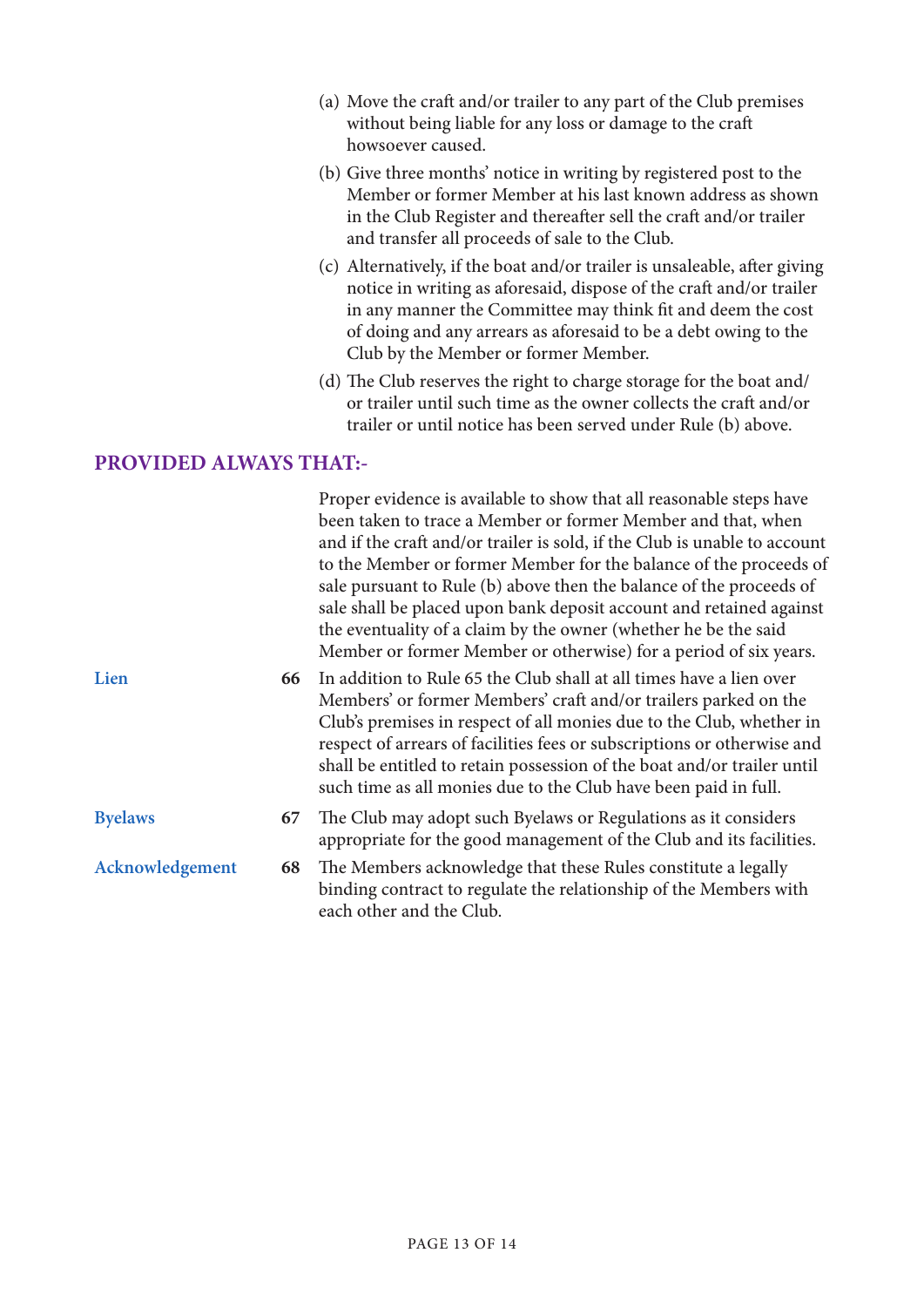(a) Move the craft and/or trailer to any part of the Club premises without being liable for any loss or damage to the craft howsoever caused.

(b) Give three months' notice in writing by registered post to the Member or former Member at his last known address as shown in the Club Register and thereafter sell the craft and/or trailer and transfer all proceeds of sale to the Club.

(c) Alternatively, if the boat and/or trailer is unsaleable, after giving notice in writing as aforesaid, dispose of the craft and/or trailer in any manner the Committee may think fit and deem the cost of doing and any arrears as aforesaid to be a debt owing to the Club by the Member or former Member.

(d) The Club reserves the right to charge storage for the boat and/or trailer until such time as the owner collects the craft and/or trailer or until notice has been served under Rule (b) above.

## PROVIDED ALWAYS THAT:-

Proper evidence is available to show that all reasonable steps have been taken to trace a Member or former Member and that, when and if the craft and/or trailer is sold, if the Club is unable to account to the Member or former Member for the balance of the proceeds of sale pursuant to Rule (b) above then the balance of the proceeds of sale shall be placed upon bank deposit account and retained against the eventuality of a claim by the owner (whether he be the said Member or former Member or otherwise) for a period of six years.

**Lien**

**66** In addition to Rule 65 the Club shall at all times have a lien over Members' or former Members' craft and/or trailers parked on the Club's premises in respect of all monies due to the Club, whether in respect of arrears of facilities fees or subscriptions or otherwise and shall be entitled to retain possession of the boat and/or trailer until such time as all monies due to the Club have been paid in full.

**Byelaws**

**67** The Club may adopt such Byelaws or Regulations as it considers appropriate for the good management of the Club and its facilities.

**Acknowledgement**

**68** The Members acknowledge that these Rules constitute a legally binding contract to regulate the relationship of the Members with each other and the Club.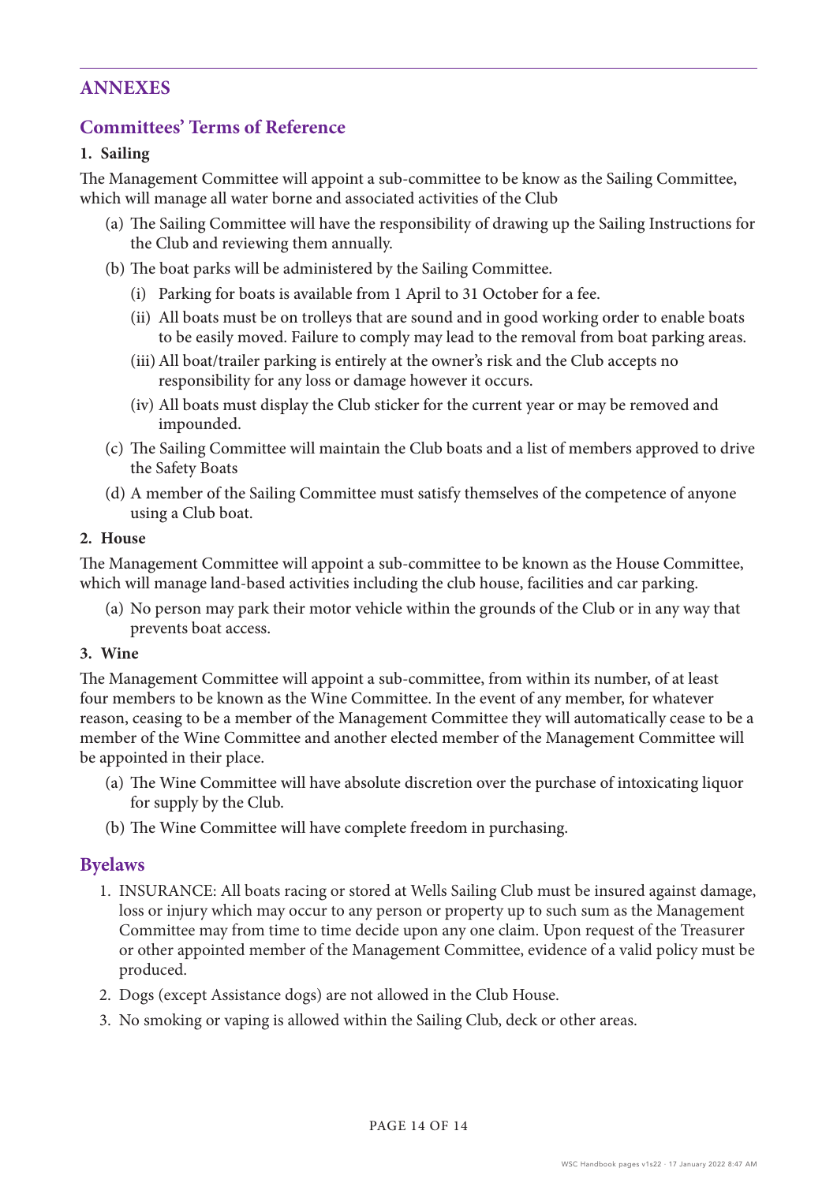## ANNEXES

### Committees' Terms of Reference

**1. Sailing**

The Management Committee will appoint a sub-committee to be know as the Sailing Committee, which will manage all water borne and associated activities of the Club

- (a) The Sailing Committee will have the responsibility of drawing up the Sailing Instructions for the Club and reviewing them annually.
- (b) The boat parks will be administered by the Sailing Committee.
    - (i) Parking for boats is available from 1 April to 31 October for a fee.
    - (ii) All boats must be on trolleys that are sound and in good working order to enable boats to be easily moved. Failure to comply may lead to the removal from boat parking areas.
    - (iii) All boat/trailer parking is entirely at the owner's risk and the Club accepts no responsibility for any loss or damage however it occurs.
    - (iv) All boats must display the Club sticker for the current year or may be removed and impounded.
- (c) The Sailing Committee will maintain the Club boats and a list of members approved to drive the Safety Boats
- (d) A member of the Sailing Committee must satisfy themselves of the competence of anyone using a Club boat.

**2. House**

The Management Committee will appoint a sub-committee to be known as the House Committee, which will manage land-based activities including the club house, facilities and car parking.

- (a) No person may park their motor vehicle within the grounds of the Club or in any way that prevents boat access.

**3. Wine**

The Management Committee will appoint a sub-committee, from within its number, of at least four members to be known as the Wine Committee. In the event of any member, for whatever reason, ceasing to be a member of the Management Committee they will automatically cease to be a member of the Wine Committee and another elected member of the Management Committee will be appointed in their place.

- (a) The Wine Committee will have absolute discretion over the purchase of intoxicating liquor for supply by the Club.
- (b) The Wine Committee will have complete freedom in purchasing.

### Byelaws

1. INSURANCE: All boats racing or stored at Wells Sailing Club must be insured against damage, loss or injury which may occur to any person or property up to such sum as the Management Committee may from time to time decide upon any one claim. Upon request of the Treasurer or other appointed member of the Management Committee, evidence of a valid policy must be produced.
2. Dogs (except Assistance dogs) are not allowed in the Club House.
3. No smoking or vaping is allowed within the Sailing Club, deck or other areas.